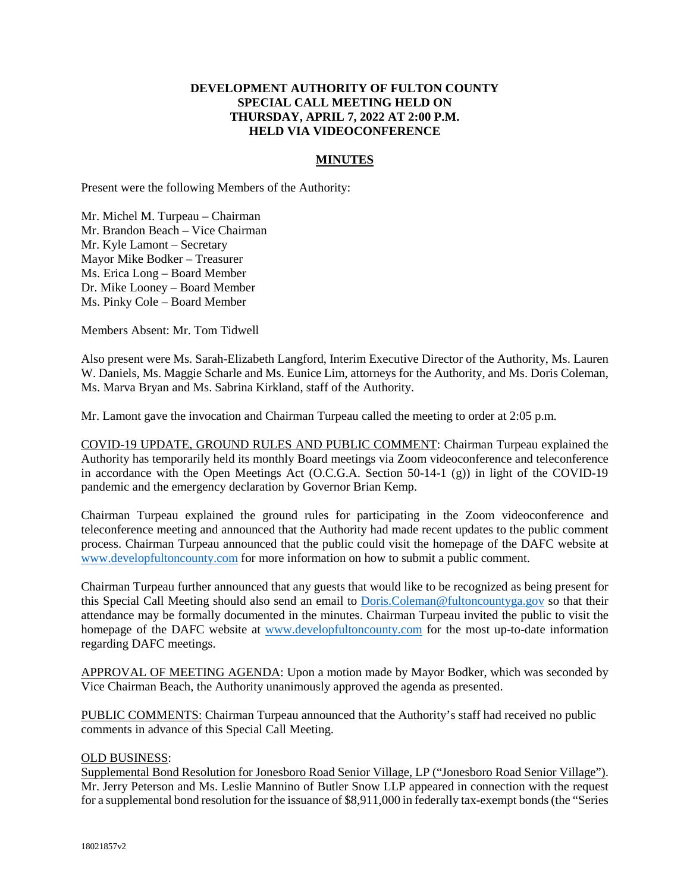# DEVELOPMENT AUTHORITY OF FULTON COUNTY
## SPECIAL CALL MEETING HELD ON
## THURSDAY, APRIL 7, 2022 AT 2:00 P.M.
## HELD VIA VIDEOCONFERENCE

## MINUTES

Present were the following Members of the Authority:

Mr. Michel M. Turpeau – Chairman
Mr. Brandon Beach – Vice Chairman
Mr. Kyle Lamont – Secretary
Mayor Mike Bodker – Treasurer
Ms. Erica Long – Board Member
Dr. Mike Looney – Board Member
Ms. Pinky Cole – Board Member

Members Absent: Mr. Tom Tidwell

Also present were Ms. Sarah-Elizabeth Langford, Interim Executive Director of the Authority, Ms. Lauren W. Daniels, Ms. Maggie Scharle and Ms. Eunice Lim, attorneys for the Authority, and Ms. Doris Coleman, Ms. Marva Bryan and Ms. Sabrina Kirkland, staff of the Authority.

Mr. Lamont gave the invocation and Chairman Turpeau called the meeting to order at 2:05 p.m.

COVID-19 UPDATE, GROUND RULES AND PUBLIC COMMENT: Chairman Turpeau explained the Authority has temporarily held its monthly Board meetings via Zoom videoconference and teleconference in accordance with the Open Meetings Act (O.C.G.A. Section 50-14-1 (g)) in light of the COVID-19 pandemic and the emergency declaration by Governor Brian Kemp.

Chairman Turpeau explained the ground rules for participating in the Zoom videoconference and teleconference meeting and announced that the Authority had made recent updates to the public comment process. Chairman Turpeau announced that the public could visit the homepage of the DAFC website at www.developfultoncounty.com for more information on how to submit a public comment.

Chairman Turpeau further announced that any guests that would like to be recognized as being present for this Special Call Meeting should also send an email to Doris.Coleman@fultoncountyga.gov so that their attendance may be formally documented in the minutes. Chairman Turpeau invited the public to visit the homepage of the DAFC website at www.developfultoncounty.com for the most up-to-date information regarding DAFC meetings.

APPROVAL OF MEETING AGENDA: Upon a motion made by Mayor Bodker, which was seconded by Vice Chairman Beach, the Authority unanimously approved the agenda as presented.

PUBLIC COMMENTS: Chairman Turpeau announced that the Authority's staff had received no public comments in advance of this Special Call Meeting.

OLD BUSINESS:
Supplemental Bond Resolution for Jonesboro Road Senior Village, LP ("Jonesboro Road Senior Village"). Mr. Jerry Peterson and Ms. Leslie Mannino of Butler Snow LLP appeared in connection with the request for a supplemental bond resolution for the issuance of $8,911,000 in federally tax-exempt bonds (the "Series

18021857v2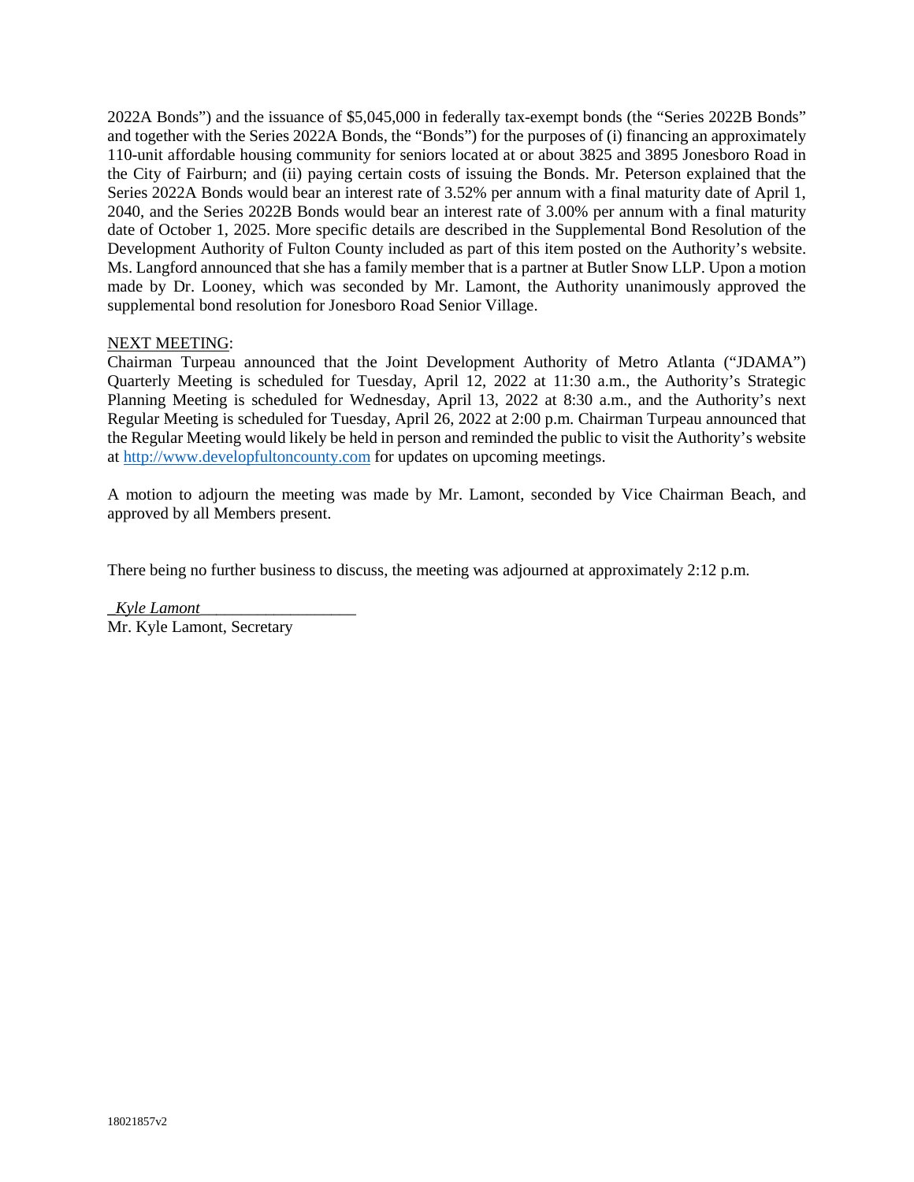2022A Bonds") and the issuance of $5,045,000 in federally tax-exempt bonds (the "Series 2022B Bonds" and together with the Series 2022A Bonds, the "Bonds") for the purposes of (i) financing an approximately 110-unit affordable housing community for seniors located at or about 3825 and 3895 Jonesboro Road in the City of Fairburn; and (ii) paying certain costs of issuing the Bonds. Mr. Peterson explained that the Series 2022A Bonds would bear an interest rate of 3.52% per annum with a final maturity date of April 1, 2040, and the Series 2022B Bonds would bear an interest rate of 3.00% per annum with a final maturity date of October 1, 2025. More specific details are described in the Supplemental Bond Resolution of the Development Authority of Fulton County included as part of this item posted on the Authority's website. Ms. Langford announced that she has a family member that is a partner at Butler Snow LLP. Upon a motion made by Dr. Looney, which was seconded by Mr. Lamont, the Authority unanimously approved the supplemental bond resolution for Jonesboro Road Senior Village.

NEXT MEETING:

Chairman Turpeau announced that the Joint Development Authority of Metro Atlanta ("JDAMA") Quarterly Meeting is scheduled for Tuesday, April 12, 2022 at 11:30 a.m., the Authority's Strategic Planning Meeting is scheduled for Wednesday, April 13, 2022 at 8:30 a.m., and the Authority's next Regular Meeting is scheduled for Tuesday, April 26, 2022 at 2:00 p.m. Chairman Turpeau announced that the Regular Meeting would likely be held in person and reminded the public to visit the Authority's website at http://www.developfultoncounty.com for updates on upcoming meetings.

A motion to adjourn the meeting was made by Mr. Lamont, seconded by Vice Chairman Beach, and approved by all Members present.

There being no further business to discuss, the meeting was adjourned at approximately 2:12 p.m.

*Kyle Lamont*

Mr. Kyle Lamont, Secretary

18021857v2